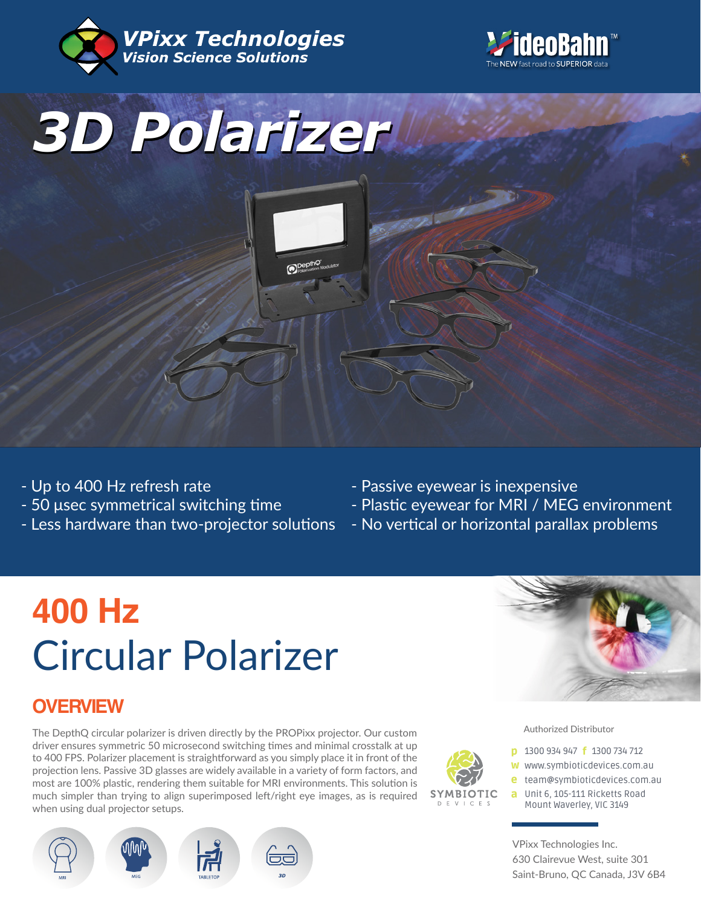VPixx Technologies
Vision Science Solutions

VideoBahn™
The NEW fast road to SUPERIOR data

# 3D Polarizer

- Up to 400 Hz refresh rate
- 50 µsec symmetrical switching time
- Less hardware than two-projector solutions
- Passive eyewear is inexpensive
- Plastic eyewear for MRI / MEG environment
- No vertical or horizontal parallax problems

## 400 Hz
## Circular Polarizer

### OVERVIEW

The DepthQ circular polarizer is driven directly by the PROPixx projector. Our custom driver ensures symmetric 50 microsecond switching times and minimal crosstalk at up to 400 FPS. Polarizer placement is straightforward as you simply place it in front of the projection lens. Passive 3D glasses are widely available in a variety of form factors, and most are 100% plastic, rendering them suitable for MRI environments. This solution is much simpler than trying to align superimposed left/right eye images, as is required when using dual projector setups.

MRI MEG TABLETOP 3D

Authorized Distributor

SYMBIOTIC DEVICES

p 1300 934 947 f 1300 734 712
w www.symbioticdevices.com.au
e team@symbioticdevices.com.au
a Unit 6, 105-111 Ricketts Road
Mount Waverley, VIC 3149

VPixx Technologies Inc.
630 Clairevue West, suite 301
Saint-Bruno, QC Canada, J3V 6B4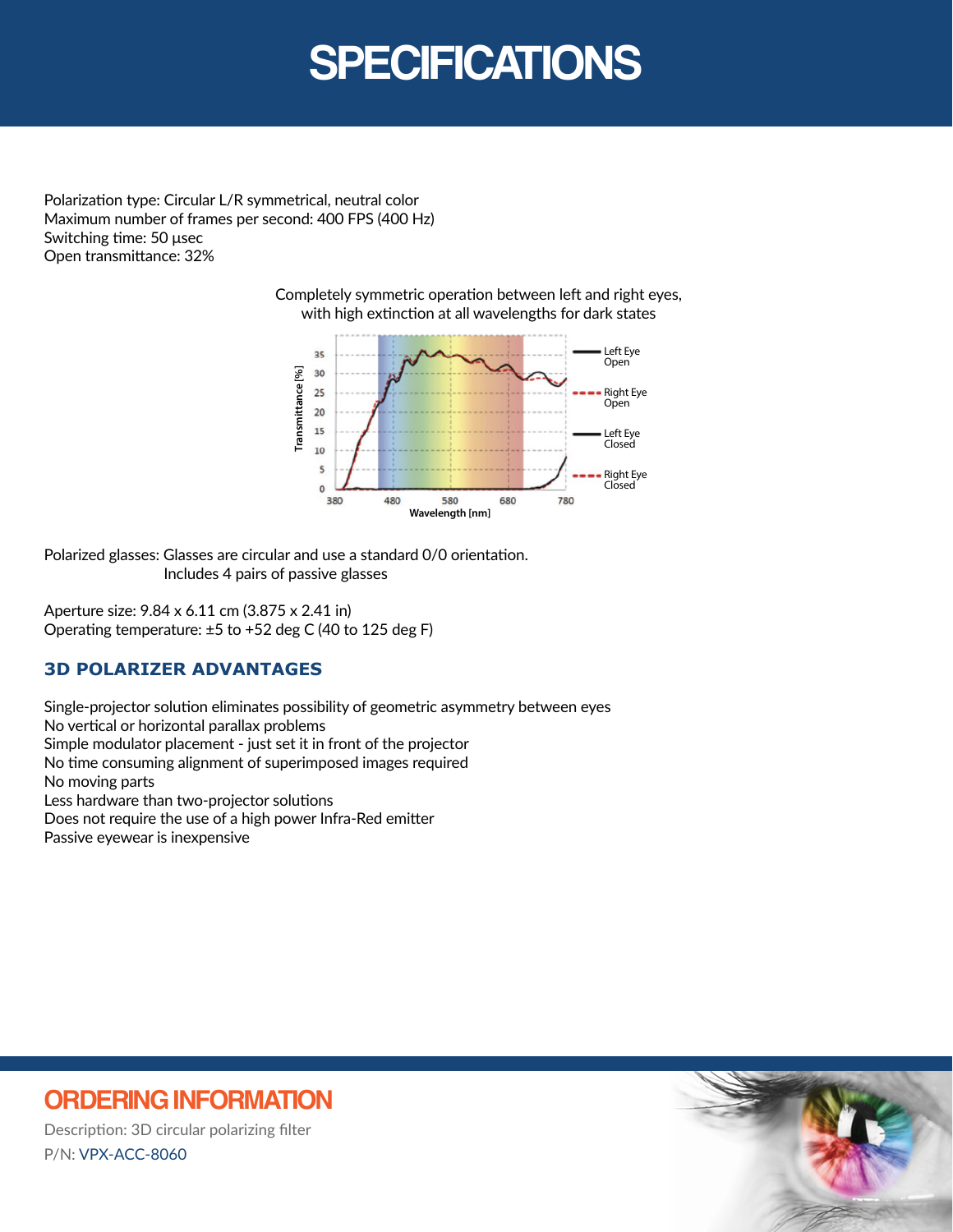# SPECIFICATIONS

Polarization type: Circular L/R symmetrical, neutral color
Maximum number of frames per second: 400 FPS (400 Hz)
Switching time: 50 µsec
Open transmittance: 32%

Completely symmetric operation between left and right eyes, with high extinction at all wavelengths for dark states

Transmittance [%]
35
30
25
20
15
10
5
0
380
480
580
680
780
Wavelength [nm]
Left Eye Open
Right Eye Open
Left Eye Closed
Right Eye Closed

Polarized glasses: Glasses are circular and use a standard 0/0 orientation.
Includes 4 pairs of passive glasses

Aperture size: 9.84 x 6.11 cm (3.875 x 2.41 in)
Operating temperature: ±5 to +52 deg C (40 to 125 deg F)

### 3D POLARIZER ADVANTAGES

Single-projector solution eliminates possibility of geometric asymmetry between eyes
No vertical or horizontal parallax problems
Simple modulator placement - just set it in front of the projector
No time consuming alignment of superimposed images required
No moving parts
Less hardware than two-projector solutions
Does not require the use of a high power Infra-Red emitter
Passive eyewear is inexpensive

## ORDERING INFORMATION

Description: 3D circular polarizing filter
P/N: VPX-ACC-8060